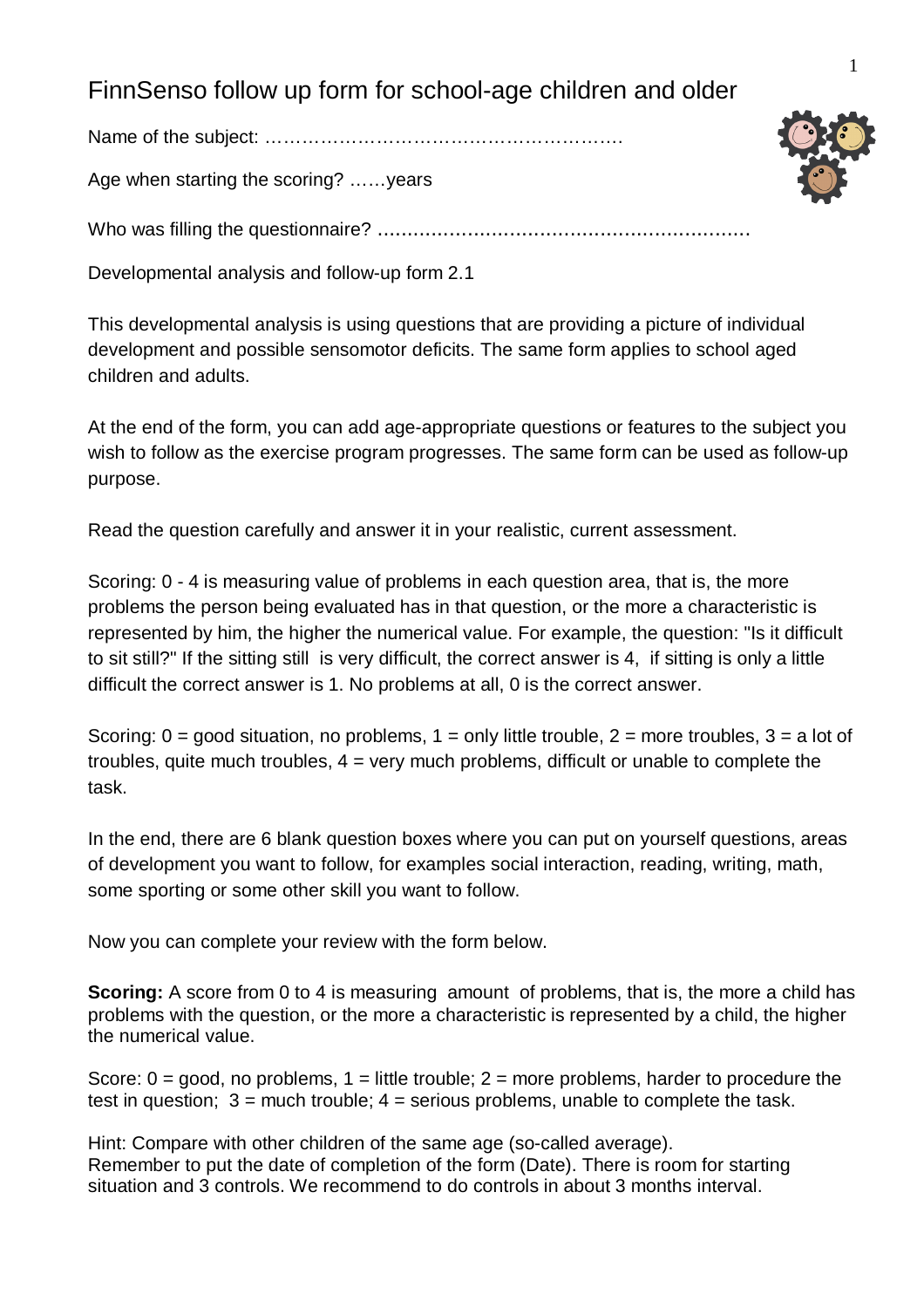# FinnSenso follow up form for school-age children and older

Name of the subject: ………………………………………………….

Age when starting the scoring? ……years

Who was filling the questionnaire? ……………………………………………………

Developmental analysis and follow-up form 2.1

This developmental analysis is using questions that are providing a picture of individual development and possible sensomotor deficits. The same form applies to school aged children and adults.

At the end of the form, you can add age-appropriate questions or features to the subject you wish to follow as the exercise program progresses. The same form can be used as follow-up purpose.

Read the question carefully and answer it in your realistic, current assessment.

Scoring: 0 - 4 is measuring value of problems in each question area, that is, the more problems the person being evaluated has in that question, or the more a characteristic is represented by him, the higher the numerical value. For example, the question: "Is it difficult to sit still?" If the sitting still is very difficult, the correct answer is 4, if sitting is only a little difficult the correct answer is 1. No problems at all, 0 is the correct answer.

Scoring: 0 = good situation, no problems, 1 = only little trouble, 2 = more troubles, 3 = a lot of troubles, quite much troubles, 4 = very much problems, difficult or unable to complete the task.

In the end, there are 6 blank question boxes where you can put on yourself questions, areas of development you want to follow, for examples social interaction, reading, writing, math, some sporting or some other skill you want to follow.

Now you can complete your review with the form below.

**Scoring:** A score from 0 to 4 is measuring amount of problems, that is, the more a child has problems with the question, or the more a characteristic is represented by a child, the higher the numerical value.

Score: 0 = good, no problems, 1 = little trouble; 2 = more problems, harder to procedure the test in question; 3 = much trouble; 4 = serious problems, unable to complete the task.

Hint: Compare with other children of the same age (so-called average).
Remember to put the date of completion of the form (Date). There is room for starting situation and 3 controls. We recommend to do controls in about 3 months interval.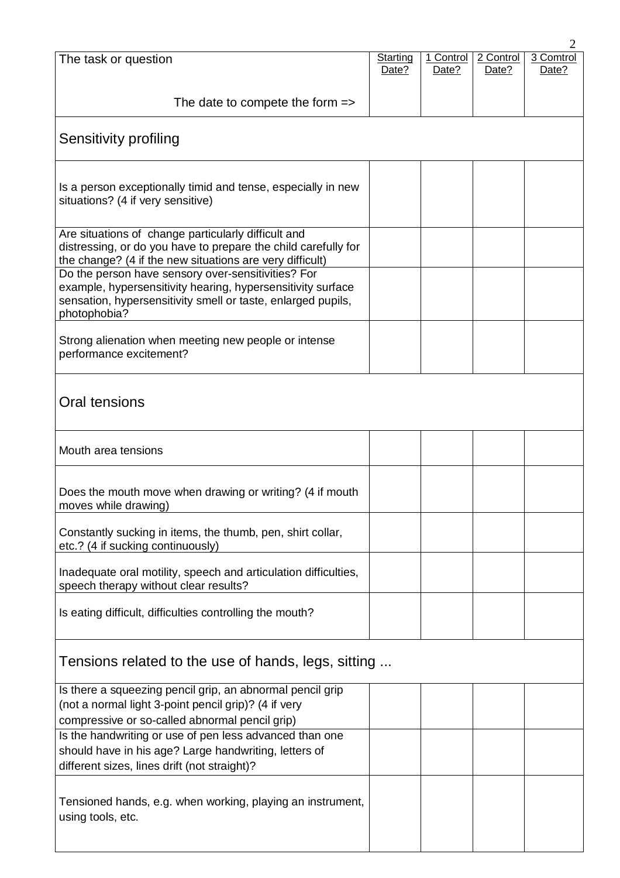| The task or question | Starting Date? | 1 Control Date? | 2 Control Date? | 3 Comtrol Date? |
|---|---|---|---|---|
| The date to compete the form => | | | | |
| **Sensitivity profiling** | | | | |
| Is a person exceptionally timid and tense, especially in new situations? (4 if very sensitive) | | | | |
| Are situations of change particularly difficult and distressing, or do you have to prepare the child carefully for the change? (4 if the new situations are very difficult) | | | | |
| Do the person have sensory over-sensitivities? For example, hypersensitivity hearing, hypersensitivity surface sensation, hypersensitivity smell or taste, enlarged pupils, photophobia? | | | | |
| Strong alienation when meeting new people or intense performance excitement? | | | | |
| **Oral tensions** | | | | |
| Mouth area tensions | | | | |
| Does the mouth move when drawing or writing? (4 if mouth moves while drawing) | | | | |
| Constantly sucking in items, the thumb, pen, shirt collar, etc.? (4 if sucking continuously) | | | | |
| Inadequate oral motility, speech and articulation difficulties, speech therapy without clear results? | | | | |
| Is eating difficult, difficulties controlling the mouth? | | | | |
| **Tensions related to the use of hands, legs, sitting ...** | | | | |
| Is there a squeezing pencil grip, an abnormal pencil grip (not a normal light 3-point pencil grip)? (4 if very compressive or so-called abnormal pencil grip) | | | | |
| Is the handwriting or use of pen less advanced than one should have in his age? Large handwriting, letters of different sizes, lines drift (not straight)? | | | | |
| Tensioned hands, e.g. when working, playing an instrument, using tools, etc. | | | | |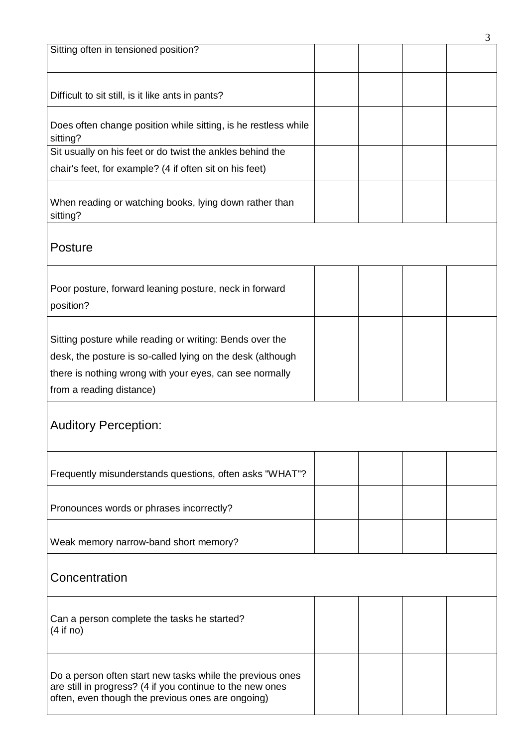| | | | | |
|---|---|---|---|---|
| Sitting often in tensioned position? | | | | |
| Difficult to sit still, is it like ants in pants? | | | | |
| Does often change position while sitting, is he restless while sitting? | | | | |
| Sit usually on his feet or do twist the ankles behind the chair's feet, for example? (4 if often sit on his feet) | | | | |
| When reading or watching books, lying down rather than sitting? | | | | |
| **Posture** | | | | |
| Poor posture, forward leaning posture, neck in forward position? | | | | |
| Sitting posture while reading or writing: Bends over the desk, the posture is so-called lying on the desk (although there is nothing wrong with your eyes, can see normally from a reading distance) | | | | |
| **Auditory Perception:** | | | | |
| Frequently misunderstands questions, often asks "WHAT"? | | | | |
| Pronounces words or phrases incorrectly? | | | | |
| Weak memory narrow-band short memory? | | | | |
| **Concentration** | | | | |
| Can a person complete the tasks he started? (4 if no) | | | | |
| Do a person often start new tasks while the previous ones are still in progress? (4 if you continue to the new ones often, even though the previous ones are ongoing) | | | | |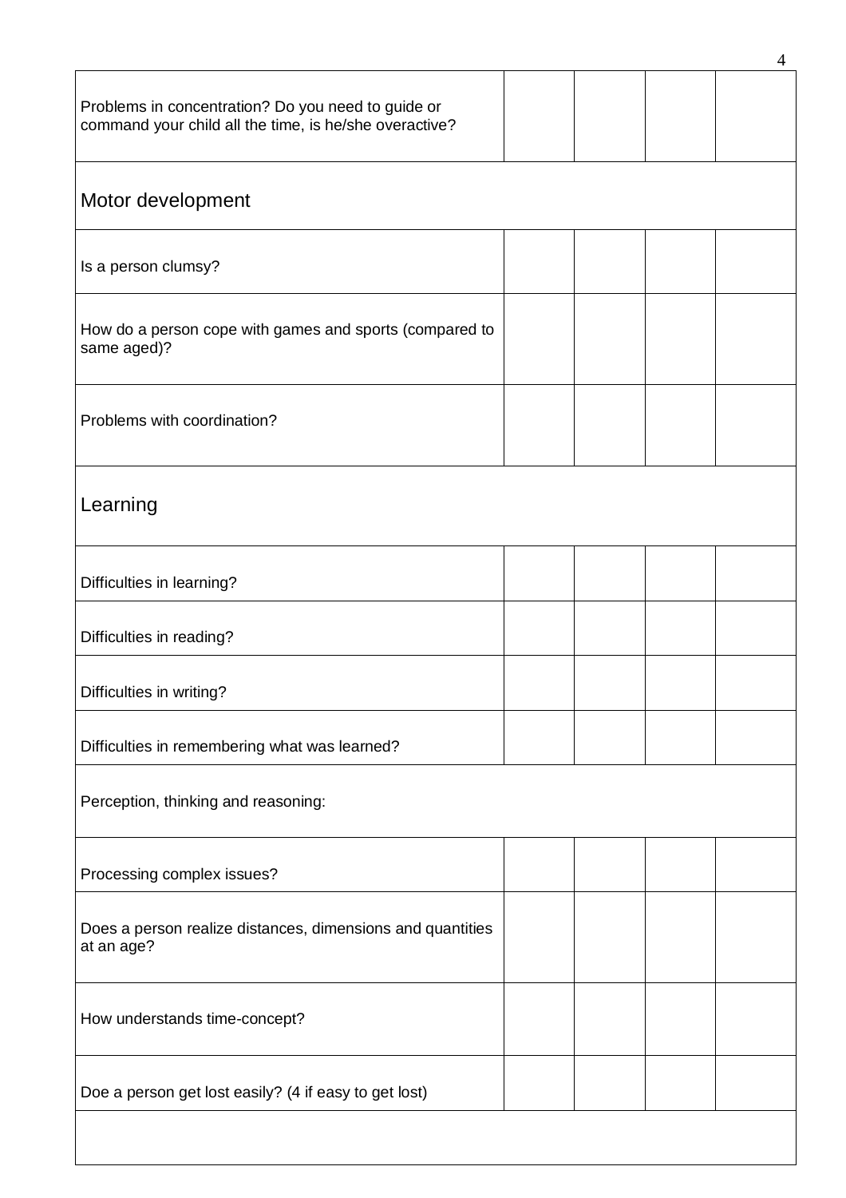| | | | | |
|---|---|---|---|---|
| Problems in concentration? Do you need to guide or command your child all the time, is he/she overactive? | | | | |
| Motor development | | | | |
| Is a person clumsy? | | | | |
| How do a person cope with games and sports (compared to same aged)? | | | | |
| Problems with coordination? | | | | |
| Learning | | | | |
| Difficulties in learning? | | | | |
| Difficulties in reading? | | | | |
| Difficulties in writing? | | | | |
| Difficulties in remembering what was learned? | | | | |
| Perception, thinking and reasoning: | | | | |
| Processing complex issues? | | | | |
| Does a person realize distances, dimensions and quantities at an age? | | | | |
| How understands time-concept? | | | | |
| Doe a person get lost easily? (4 if easy to get lost) | | | | |
| | | | | |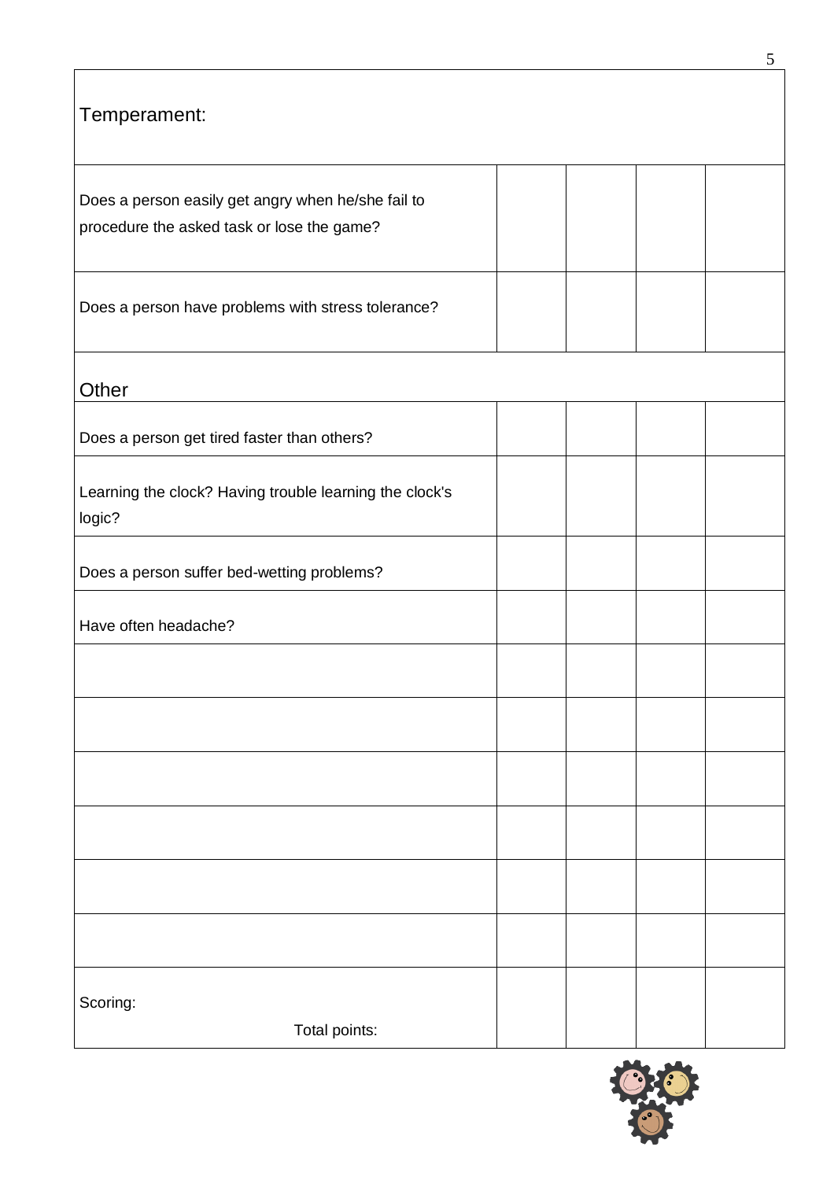| | | | | |
|---|---|---|---|---|
| Temperament: | | | | |
| Does a person easily get angry when he/she fail to procedure the asked task or lose the game? | | | | |
| Does a person have problems with stress tolerance? | | | | |
| Other | | | | |
| Does a person get tired faster than others? | | | | |
| Learning the clock? Having trouble learning the clock's logic? | | | | |
| Does a person suffer bed-wetting problems? | | | | |
| Have often headache? | | | | |
| | | | | |
| | | | | |
| | | | | |
| | | | | |
| | | | | |
| | | | | |
| Scoring: Total points: | | | | |